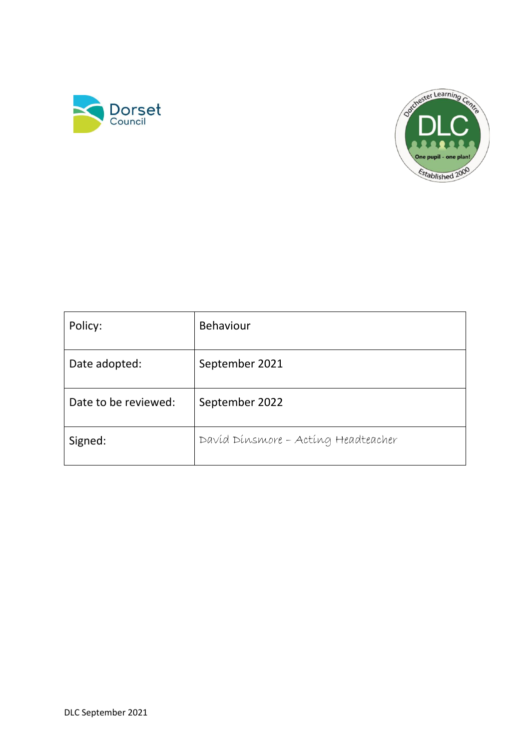| Policy: | Behaviour |
| --- | --- |
| Date adopted: | September 2021 |
| Date to be reviewed: | September 2022 |
| Signed: | David Dinsmore – Acting Headteacher |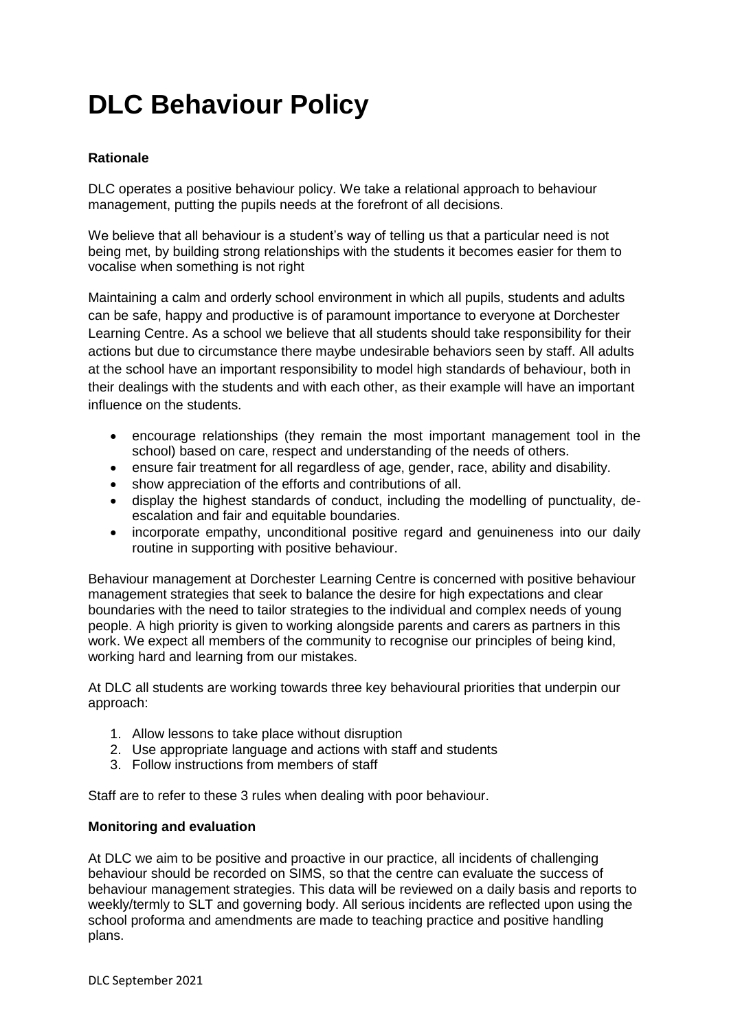# DLC Behaviour Policy

**Rationale**

DLC operates a positive behaviour policy. We take a relational approach to behaviour management, putting the pupils needs at the forefront of all decisions.

We believe that all behaviour is a student's way of telling us that a particular need is not being met, by building strong relationships with the students it becomes easier for them to vocalise when something is not right

Maintaining a calm and orderly school environment in which all pupils, students and adults can be safe, happy and productive is of paramount importance to everyone at Dorchester Learning Centre. As a school we believe that all students should take responsibility for their actions but due to circumstance there maybe undesirable behaviors seen by staff. All adults at the school have an important responsibility to model high standards of behaviour, both in their dealings with the students and with each other, as their example will have an important influence on the students.

- encourage relationships (they remain the most important management tool in the school) based on care, respect and understanding of the needs of others.
- ensure fair treatment for all regardless of age, gender, race, ability and disability.
- show appreciation of the efforts and contributions of all.
- display the highest standards of conduct, including the modelling of punctuality, de-escalation and fair and equitable boundaries.
- incorporate empathy, unconditional positive regard and genuineness into our daily routine in supporting with positive behaviour.

Behaviour management at Dorchester Learning Centre is concerned with positive behaviour management strategies that seek to balance the desire for high expectations and clear boundaries with the need to tailor strategies to the individual and complex needs of young people. A high priority is given to working alongside parents and carers as partners in this work. We expect all members of the community to recognise our principles of being kind, working hard and learning from our mistakes.

At DLC all students are working towards three key behavioural priorities that underpin our approach:

1. Allow lessons to take place without disruption
2. Use appropriate language and actions with staff and students
3. Follow instructions from members of staff

Staff are to refer to these 3 rules when dealing with poor behaviour.

**Monitoring and evaluation**

At DLC we aim to be positive and proactive in our practice, all incidents of challenging behaviour should be recorded on SIMS, so that the centre can evaluate the success of behaviour management strategies. This data will be reviewed on a daily basis and reports to weekly/termly to SLT and governing body. All serious incidents are reflected upon using the school proforma and amendments are made to teaching practice and positive handling plans.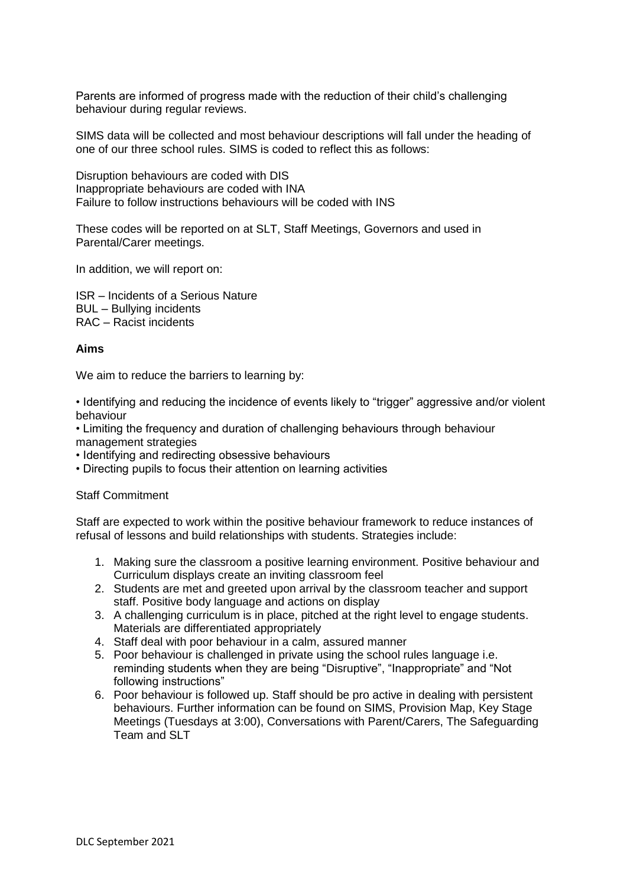Parents are informed of progress made with the reduction of their child's challenging behaviour during regular reviews.

SIMS data will be collected and most behaviour descriptions will fall under the heading of one of our three school rules. SIMS is coded to reflect this as follows:

Disruption behaviours are coded with DIS
Inappropriate behaviours are coded with INA
Failure to follow instructions behaviours will be coded with INS

These codes will be reported on at SLT, Staff Meetings, Governors and used in Parental/Carer meetings.

In addition, we will report on:

ISR – Incidents of a Serious Nature
BUL – Bullying incidents
RAC – Racist incidents

**Aims**

We aim to reduce the barriers to learning by:

- Identifying and reducing the incidence of events likely to "trigger" aggressive and/or violent behaviour
- Limiting the frequency and duration of challenging behaviours through behaviour management strategies
- Identifying and redirecting obsessive behaviours
- Directing pupils to focus their attention on learning activities

Staff Commitment

Staff are expected to work within the positive behaviour framework to reduce instances of refusal of lessons and build relationships with students. Strategies include:

1. Making sure the classroom a positive learning environment. Positive behaviour and Curriculum displays create an inviting classroom feel
2. Students are met and greeted upon arrival by the classroom teacher and support staff. Positive body language and actions on display
3. A challenging curriculum is in place, pitched at the right level to engage students. Materials are differentiated appropriately
4. Staff deal with poor behaviour in a calm, assured manner
5. Poor behaviour is challenged in private using the school rules language i.e. reminding students when they are being "Disruptive", "Inappropriate" and "Not following instructions"
6. Poor behaviour is followed up. Staff should be pro active in dealing with persistent behaviours. Further information can be found on SIMS, Provision Map, Key Stage Meetings (Tuesdays at 3:00), Conversations with Parent/Carers, The Safeguarding Team and SLT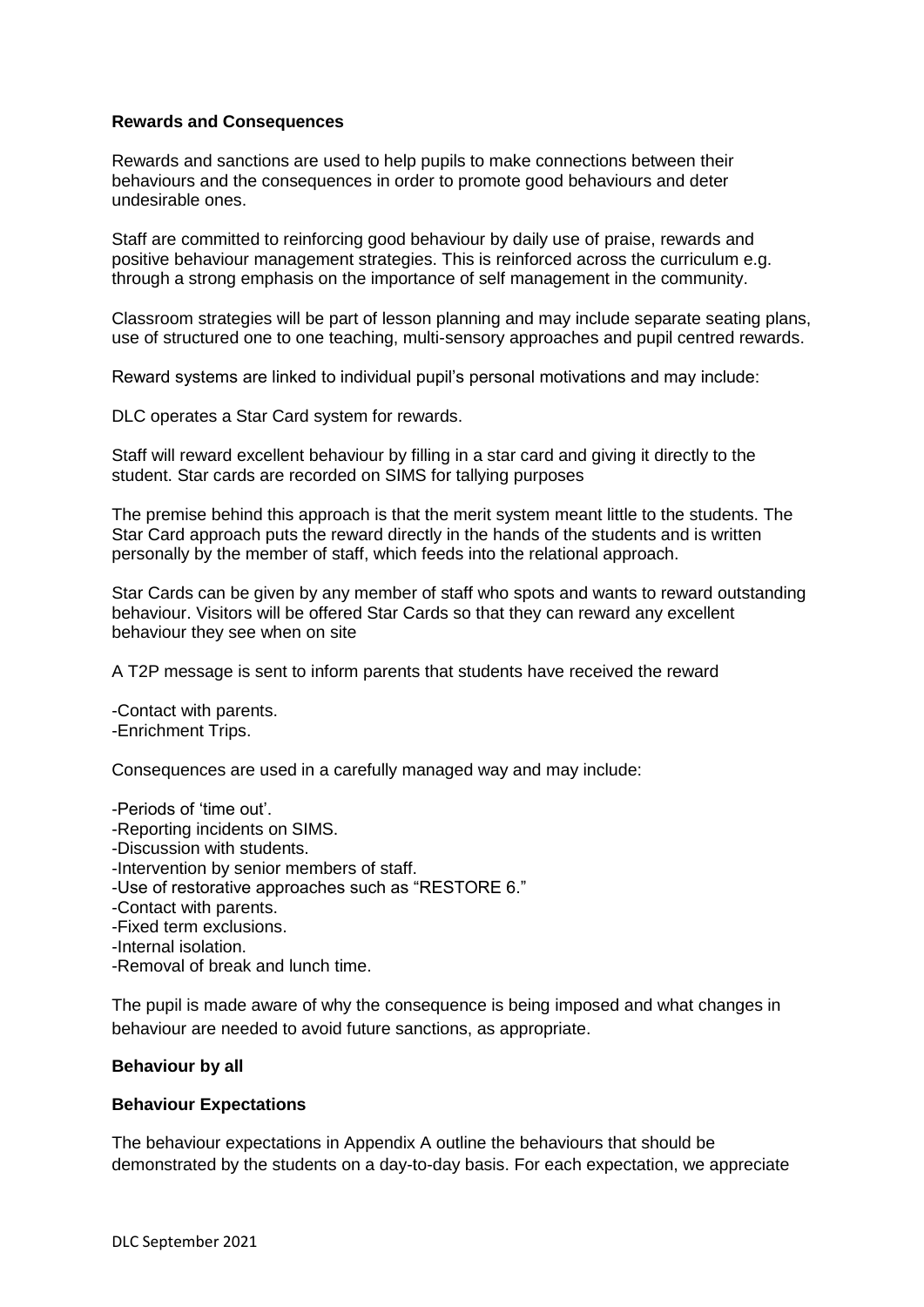**Rewards and Consequences**

Rewards and sanctions are used to help pupils to make connections between their behaviours and the consequences in order to promote good behaviours and deter undesirable ones.

Staff are committed to reinforcing good behaviour by daily use of praise, rewards and positive behaviour management strategies. This is reinforced across the curriculum e.g. through a strong emphasis on the importance of self management in the community.

Classroom strategies will be part of lesson planning and may include separate seating plans, use of structured one to one teaching, multi-sensory approaches and pupil centred rewards.

Reward systems are linked to individual pupil's personal motivations and may include:

DLC operates a Star Card system for rewards.

Staff will reward excellent behaviour by filling in a star card and giving it directly to the student. Star cards are recorded on SIMS for tallying purposes

The premise behind this approach is that the merit system meant little to the students. The Star Card approach puts the reward directly in the hands of the students and is written personally by the member of staff, which feeds into the relational approach.

Star Cards can be given by any member of staff who spots and wants to reward outstanding behaviour. Visitors will be offered Star Cards so that they can reward any excellent behaviour they see when on site

A T2P message is sent to inform parents that students have received the reward

-Contact with parents.
-Enrichment Trips.

Consequences are used in a carefully managed way and may include:

-Periods of 'time out'.
-Reporting incidents on SIMS.
-Discussion with students.
-Intervention by senior members of staff.
-Use of restorative approaches such as "RESTORE 6."
-Contact with parents.
-Fixed term exclusions.
-Internal isolation.
-Removal of break and lunch time.

The pupil is made aware of why the consequence is being imposed and what changes in behaviour are needed to avoid future sanctions, as appropriate.

**Behaviour by all**

**Behaviour Expectations**

The behaviour expectations in Appendix A outline the behaviours that should be demonstrated by the students on a day-to-day basis. For each expectation, we appreciate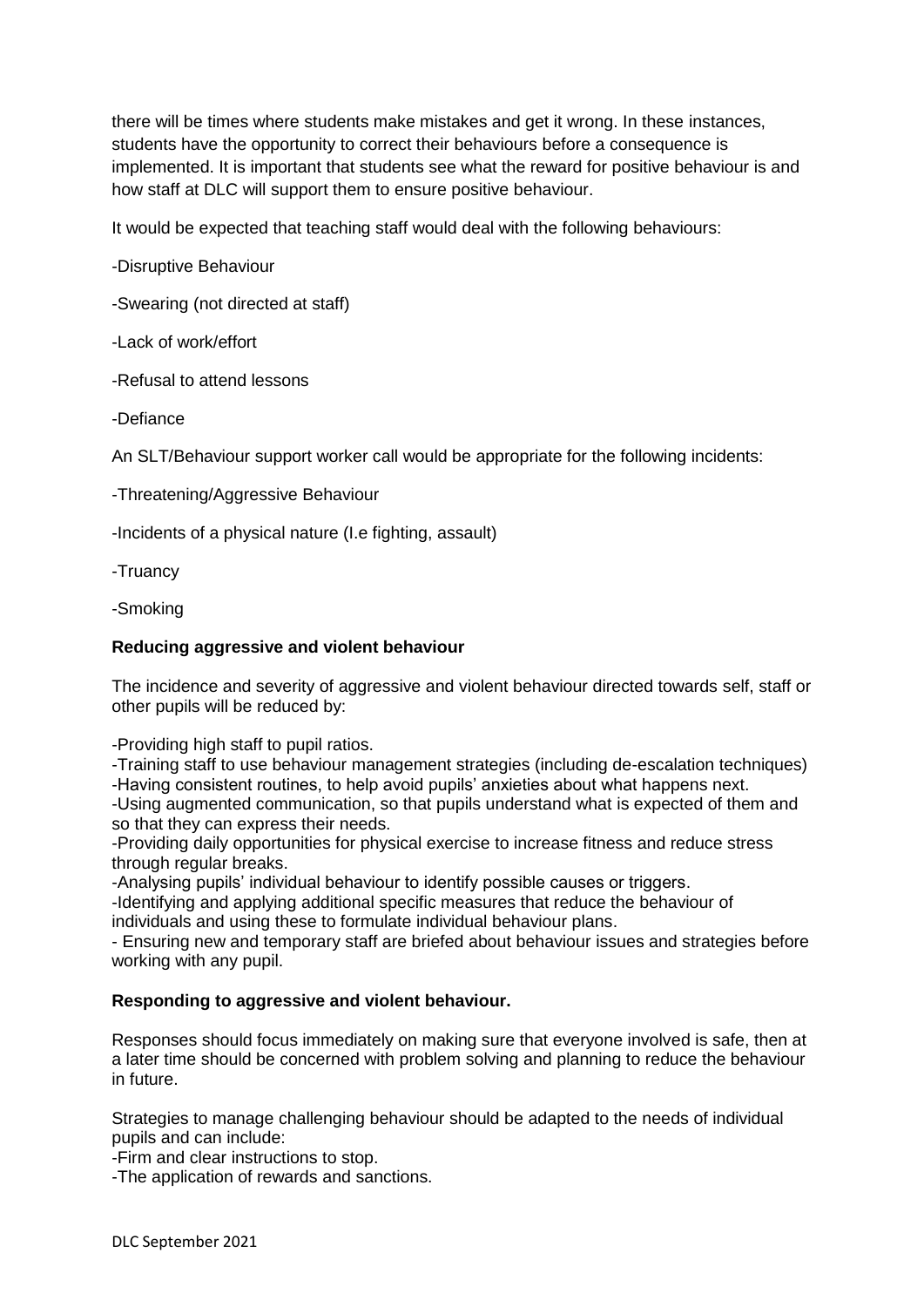there will be times where students make mistakes and get it wrong. In these instances, students have the opportunity to correct their behaviours before a consequence is implemented. It is important that students see what the reward for positive behaviour is and how staff at DLC will support them to ensure positive behaviour.

It would be expected that teaching staff would deal with the following behaviours:

-Disruptive Behaviour

-Swearing (not directed at staff)

-Lack of work/effort

-Refusal to attend lessons

-Defiance

An SLT/Behaviour support worker call would be appropriate for the following incidents:

-Threatening/Aggressive Behaviour

-Incidents of a physical nature (I.e fighting, assault)

-Truancy

-Smoking

**Reducing aggressive and violent behaviour**

The incidence and severity of aggressive and violent behaviour directed towards self, staff or other pupils will be reduced by:

-Providing high staff to pupil ratios.
-Training staff to use behaviour management strategies (including de-escalation techniques)
-Having consistent routines, to help avoid pupils' anxieties about what happens next.
-Using augmented communication, so that pupils understand what is expected of them and so that they can express their needs.
-Providing daily opportunities for physical exercise to increase fitness and reduce stress through regular breaks.
-Analysing pupils' individual behaviour to identify possible causes or triggers.
-Identifying and applying additional specific measures that reduce the behaviour of individuals and using these to formulate individual behaviour plans.
- Ensuring new and temporary staff are briefed about behaviour issues and strategies before working with any pupil.

**Responding to aggressive and violent behaviour.**

Responses should focus immediately on making sure that everyone involved is safe, then at a later time should be concerned with problem solving and planning to reduce the behaviour in future.

Strategies to manage challenging behaviour should be adapted to the needs of individual pupils and can include:
-Firm and clear instructions to stop.
-The application of rewards and sanctions.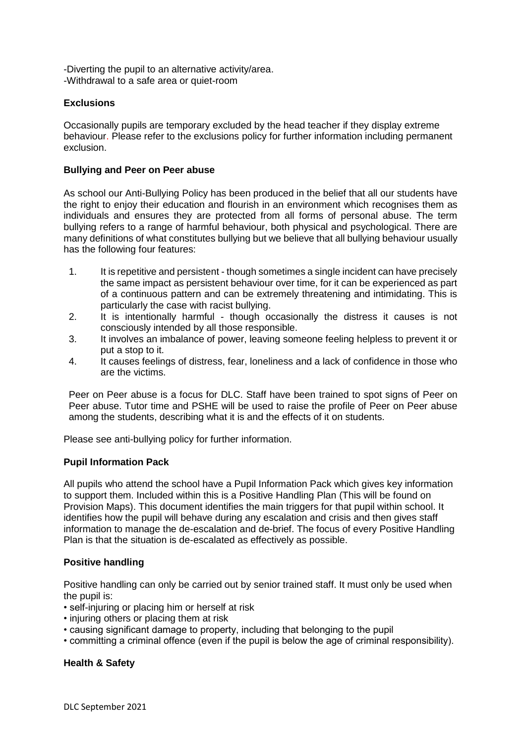-Diverting the pupil to an alternative activity/area.
-Withdrawal to a safe area or quiet-room

**Exclusions**

Occasionally pupils are temporary excluded by the head teacher if they display extreme behaviour. Please refer to the exclusions policy for further information including permanent exclusion.

**Bullying and Peer on Peer abuse**

As school our Anti-Bullying Policy has been produced in the belief that all our students have the right to enjoy their education and flourish in an environment which recognises them as individuals and ensures they are protected from all forms of personal abuse. The term bullying refers to a range of harmful behaviour, both physical and psychological. There are many definitions of what constitutes bullying but we believe that all bullying behaviour usually has the following four features:

1. It is repetitive and persistent - though sometimes a single incident can have precisely the same impact as persistent behaviour over time, for it can be experienced as part of a continuous pattern and can be extremely threatening and intimidating. This is particularly the case with racist bullying.
2. It is intentionally harmful - though occasionally the distress it causes is not consciously intended by all those responsible.
3. It involves an imbalance of power, leaving someone feeling helpless to prevent it or put a stop to it.
4. It causes feelings of distress, fear, loneliness and a lack of confidence in those who are the victims.

Peer on Peer abuse is a focus for DLC. Staff have been trained to spot signs of Peer on Peer abuse. Tutor time and PSHE will be used to raise the profile of Peer on Peer abuse among the students, describing what it is and the effects of it on students.

Please see anti-bullying policy for further information.

**Pupil Information Pack**

All pupils who attend the school have a Pupil Information Pack which gives key information to support them. Included within this is a Positive Handling Plan (This will be found on Provision Maps). This document identifies the main triggers for that pupil within school. It identifies how the pupil will behave during any escalation and crisis and then gives staff information to manage the de-escalation and de-brief. The focus of every Positive Handling Plan is that the situation is de-escalated as effectively as possible.

**Positive handling**

Positive handling can only be carried out by senior trained staff. It must only be used when the pupil is:

- self-injuring or placing him or herself at risk
- injuring others or placing them at risk
- causing significant damage to property, including that belonging to the pupil
- committing a criminal offence (even if the pupil is below the age of criminal responsibility).

**Health & Safety**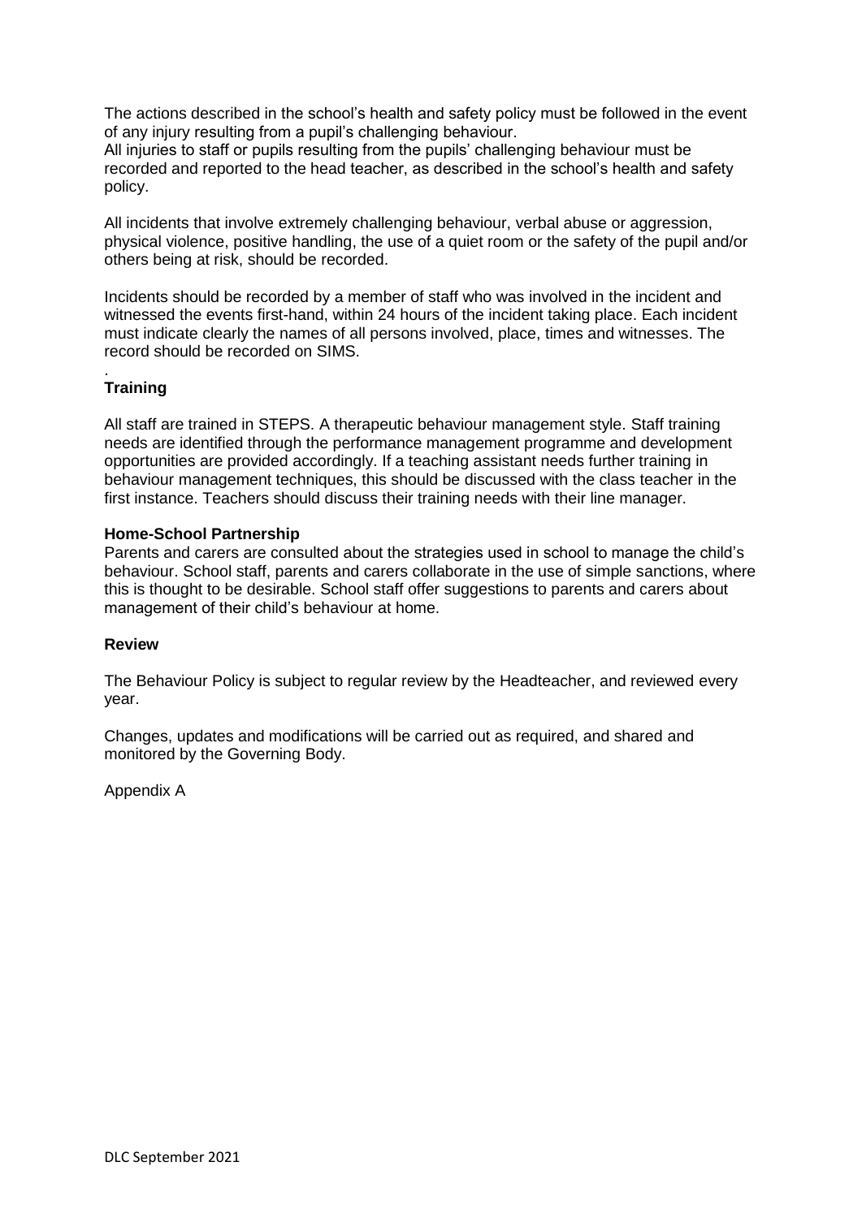The actions described in the school's health and safety policy must be followed in the event of any injury resulting from a pupil's challenging behaviour.
All injuries to staff or pupils resulting from the pupils' challenging behaviour must be recorded and reported to the head teacher, as described in the school's health and safety policy.

All incidents that involve extremely challenging behaviour, verbal abuse or aggression, physical violence, positive handling, the use of a quiet room or the safety of the pupil and/or others being at risk, should be recorded.

Incidents should be recorded by a member of staff who was involved in the incident and witnessed the events first-hand, within 24 hours of the incident taking place. Each incident must indicate clearly the names of all persons involved, place, times and witnesses. The record should be recorded on SIMS.

.

**Training**

All staff are trained in STEPS. A therapeutic behaviour management style. Staff training needs are identified through the performance management programme and development opportunities are provided accordingly. If a teaching assistant needs further training in behaviour management techniques, this should be discussed with the class teacher in the first instance. Teachers should discuss their training needs with their line manager.

**Home-School Partnership**

Parents and carers are consulted about the strategies used in school to manage the child's behaviour. School staff, parents and carers collaborate in the use of simple sanctions, where this is thought to be desirable. School staff offer suggestions to parents and carers about management of their child's behaviour at home.

**Review**

The Behaviour Policy is subject to regular review by the Headteacher, and reviewed every year.

Changes, updates and modifications will be carried out as required, and shared and monitored by the Governing Body.

Appendix A

DLC September 2021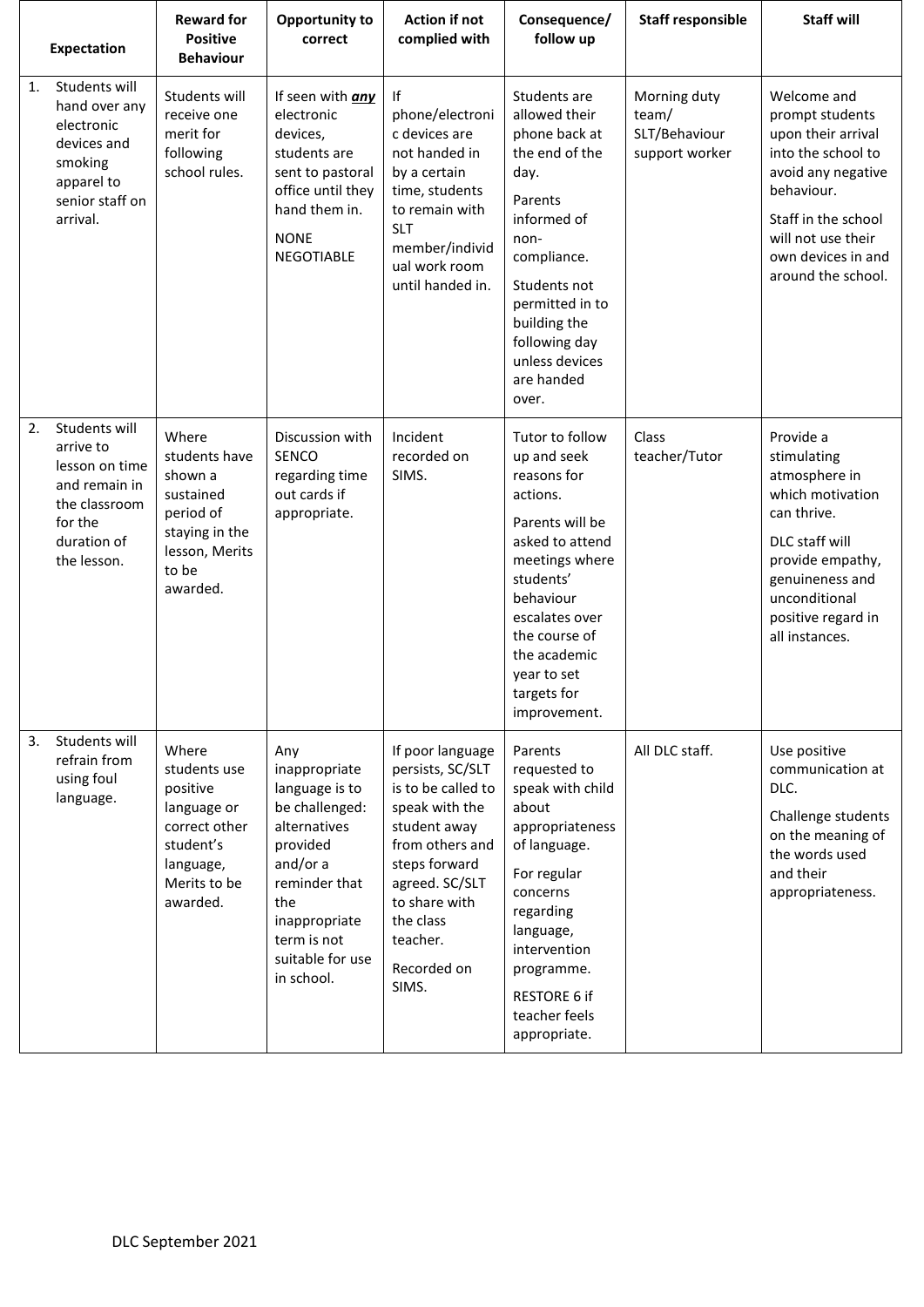| Expectation | Reward for Positive Behaviour | Opportunity to correct | Action if not complied with | Consequence/ follow up | Staff responsible | Staff will |
|---|---|---|---|---|---|---|
| 1. Students will hand over any electronic devices and smoking apparel to senior staff on arrival. | Students will receive one merit for following school rules. | If seen with ***any*** electronic devices, students are sent to pastoral office until they hand them in. NONE NEGOTIABLE | If phone/electronic devices are not handed in by a certain time, students to remain with SLT member/individual work room until handed in. | Students are allowed their phone back at the end of the day. Parents informed of non-compliance. Students not permitted in to building the following day unless devices are handed over. | Morning duty team/ SLT/Behaviour support worker | Welcome and prompt students upon their arrival into the school to avoid any negative behaviour. Staff in the school will not use their own devices in and around the school. |
| 2. Students will arrive to lesson on time and remain in the classroom for the duration of the lesson. | Where students have shown a sustained period of staying in the lesson, Merits to be awarded. | Discussion with SENCO regarding time out cards if appropriate. | Incident recorded on SIMS. | Tutor to follow up and seek reasons for actions. Parents will be asked to attend meetings where students' behaviour escalates over the course of the academic year to set targets for improvement. | Class teacher/Tutor | Provide a stimulating atmosphere in which motivation can thrive. DLC staff will provide empathy, genuineness and unconditional positive regard in all instances. |
| 3. Students will refrain from using foul language. | Where students use positive language or correct other student's language, Merits to be awarded. | Any inappropriate language is to be challenged: alternatives provided and/or a reminder that the inappropriate term is not suitable for use in school. | If poor language persists, SC/SLT is to be called to speak with the student away from others and steps forward agreed. SC/SLT to share with the class teacher. Recorded on SIMS. | Parents requested to speak with child about appropriateness of language. For regular concerns regarding language, intervention programme. RESTORE 6 if teacher feels appropriate. | All DLC staff. | Use positive communication at DLC. Challenge students on the meaning of the words used and their appropriateness. |

DLC September 2021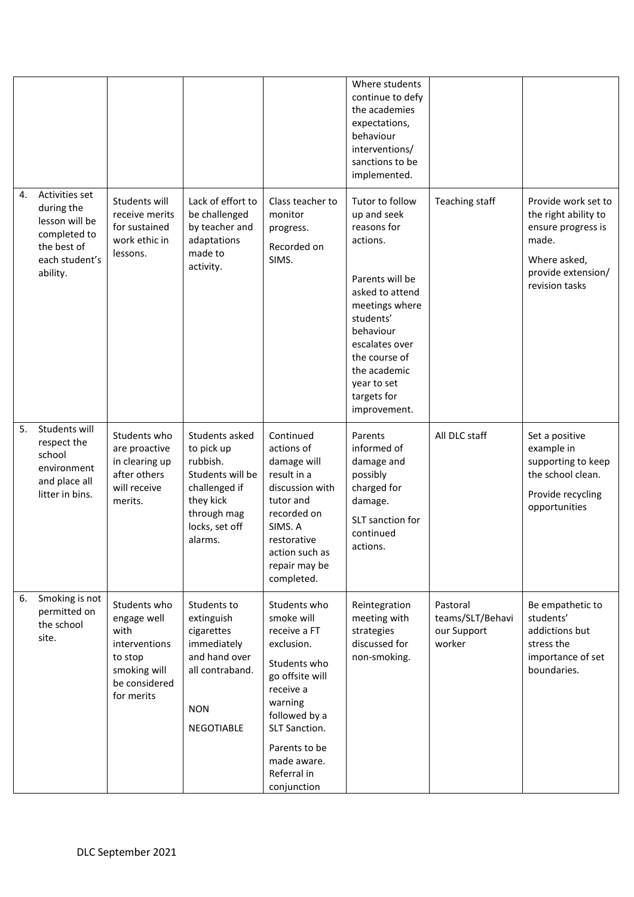| | | | | | | |
|---|---|---|---|---|---|---|
| | | | | Where students continue to defy the academies expectations, behaviour interventions/ sanctions to be implemented. | | |
| 4. Activities set during the lesson will be completed to the best of each student's ability. | Students will receive merits for sustained work ethic in lessons. | Lack of effort to be challenged by teacher and adaptations made to activity. | Class teacher to monitor progress.<br><br>Recorded on SIMS. | Tutor to follow up and seek reasons for actions.<br><br>Parents will be asked to attend meetings where students' behaviour escalates over the course of the academic year to set targets for improvement. | Teaching staff | Provide work set to the right ability to ensure progress is made.<br><br>Where asked, provide extension/ revision tasks |
| 5. Students will respect the school environment and place all litter in bins. | Students who are proactive in clearing up after others will receive merits. | Students asked to pick up rubbish. Students will be challenged if they kick through mag locks, set off alarms. | Continued actions of damage will result in a discussion with tutor and recorded on SIMS. A restorative action such as repair may be completed. | Parents informed of damage and possibly charged for damage.<br><br>SLT sanction for continued actions. | All DLC staff | Set a positive example in supporting to keep the school clean.<br><br>Provide recycling opportunities |
| 6. Smoking is not permitted on the school site. | Students who engage well with interventions to stop smoking will be considered for merits | Students to extinguish cigarettes immediately and hand over all contraband.<br><br>NON<br><br>NEGOTIABLE | Students who smoke will receive a FT exclusion.<br><br>Students who go offsite will receive a warning followed by a SLT Sanction.<br><br>Parents to be made aware. Referral in conjunction | Reintegration meeting with strategies discussed for non-smoking. | Pastoral teams/SLT/Behaviour Support worker | Be empathetic to students' addictions but stress the importance of set boundaries. |

DLC September 2021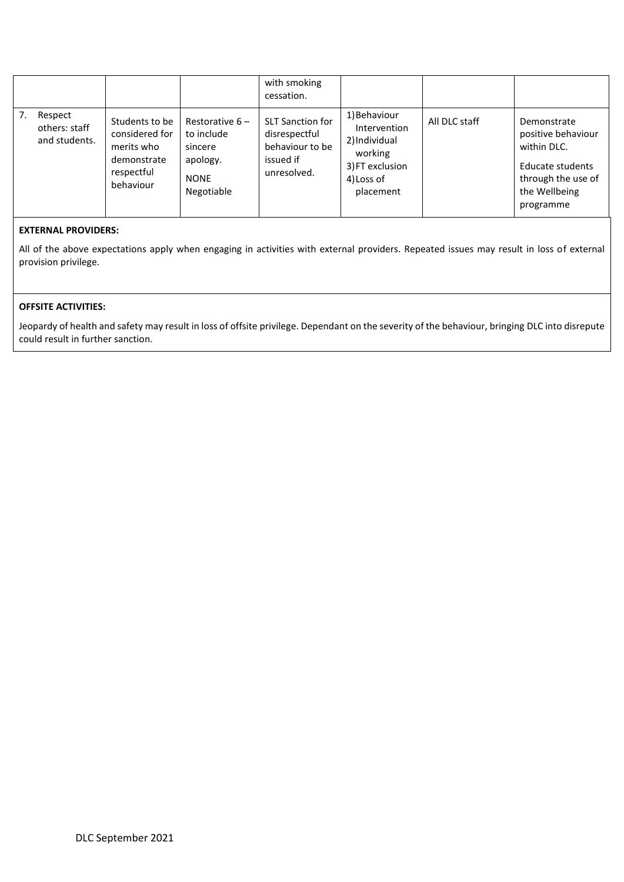| | | | | | | |
|---|---|---|---|---|---|---|
| | | | with smoking cessation. | | | |
| 7. Respect others: staff and students. | Students to be considered for merits who demonstrate respectful behaviour | Restorative 6 – to include sincere apology.<br><br>NONE Negotiable | SLT Sanction for disrespectful behaviour to be issued if unresolved. | 1) Behaviour Intervention<br>2) Individual working<br>3) FT exclusion<br>4) Loss of placement | All DLC staff | Demonstrate positive behaviour within DLC.<br><br>Educate students through the use of the Wellbeing programme |

**EXTERNAL PROVIDERS:**

All of the above expectations apply when engaging in activities with external providers. Repeated issues may result in loss of external provision privilege.

**OFFSITE ACTIVITIES:**

Jeopardy of health and safety may result in loss of offsite privilege. Dependant on the severity of the behaviour, bringing DLC into disrepute could result in further sanction.

DLC September 2021